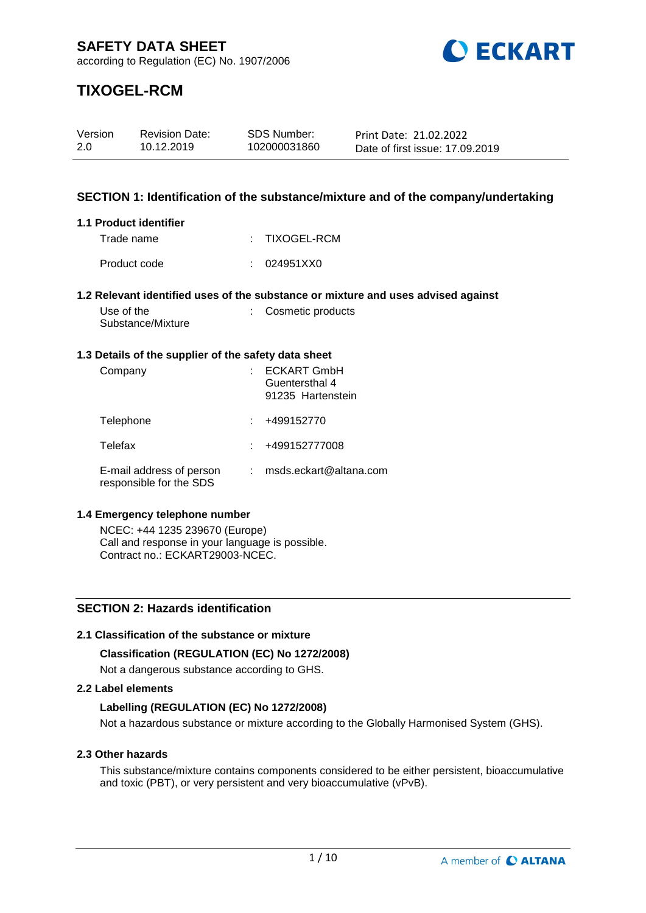# SAFETY DATA SHEET

according to Regulation (EC) No. 1907/2006

# TIXOGEL-RCM

| Version | Revision Date: | SDS Number: | Print Date: 21.02.2022 |
|---|---|---|---|
| 2.0 | 10.12.2019 | 102000031860 | Date of first issue: 17.09.2019 |

## SECTION 1: Identification of the substance/mixture and of the company/undertaking

### 1.1 Product identifier

Trade name : TIXOGEL-RCM

Product code : 024951XX0

### 1.2 Relevant identified uses of the substance or mixture and uses advised against

Use of the Substance/Mixture : Cosmetic products

### 1.3 Details of the supplier of the safety data sheet

Company : ECKART GmbH
Guentersthal 4
91235 Hartenstein

Telephone : +499152770

Telefax : +499152777008

E-mail address of person responsible for the SDS : msds.eckart@altana.com

### 1.4 Emergency telephone number

NCEC: +44 1235 239670 (Europe)
Call and response in your language is possible.
Contract no.: ECKART29003-NCEC.

## SECTION 2: Hazards identification

### 2.1 Classification of the substance or mixture

**Classification (REGULATION (EC) No 1272/2008)**

Not a dangerous substance according to GHS.

### 2.2 Label elements

**Labelling (REGULATION (EC) No 1272/2008)**

Not a hazardous substance or mixture according to the Globally Harmonised System (GHS).

### 2.3 Other hazards

This substance/mixture contains components considered to be either persistent, bioaccumulative and toxic (PBT), or very persistent and very bioaccumulative (vPvB).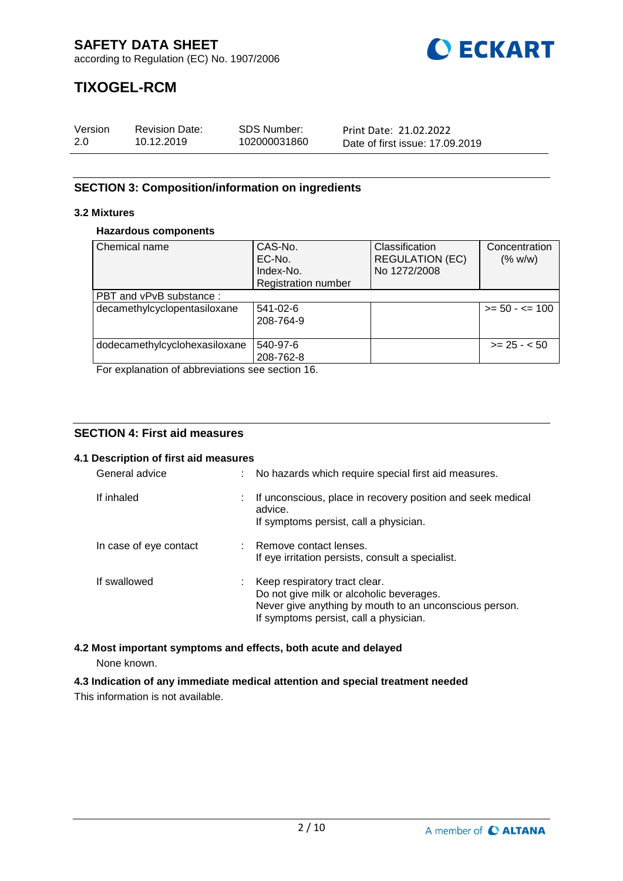## SECTION 3: Composition/information on ingredients

### 3.2 Mixtures

**Hazardous components**

| Chemical name | CAS-No.<br>EC-No.<br>Index-No.<br>Registration number | Classification<br>REGULATION (EC)<br>No 1272/2008 | Concentration<br>(% w/w) |
|---|---|---|---|
| PBT and vPvB substance : | | | |
| decamethylcyclopentasiloxane | 541-02-6<br>208-764-9 | | >= 50 - <= 100 |
| dodecamethylcyclohexasiloxane | 540-97-6<br>208-762-8 | | >= 25 - < 50 |

For explanation of abbreviations see section 16.

## SECTION 4: First aid measures

### 4.1 Description of first aid measures

General advice : No hazards which require special first aid measures.

If inhaled : If unconscious, place in recovery position and seek medical advice.
If symptoms persist, call a physician.

In case of eye contact : Remove contact lenses.
If eye irritation persists, consult a specialist.

If swallowed : Keep respiratory tract clear.
Do not give milk or alcoholic beverages.
Never give anything by mouth to an unconscious person.
If symptoms persist, call a physician.

### 4.2 Most important symptoms and effects, both acute and delayed

None known.

### 4.3 Indication of any immediate medical attention and special treatment needed

This information is not available.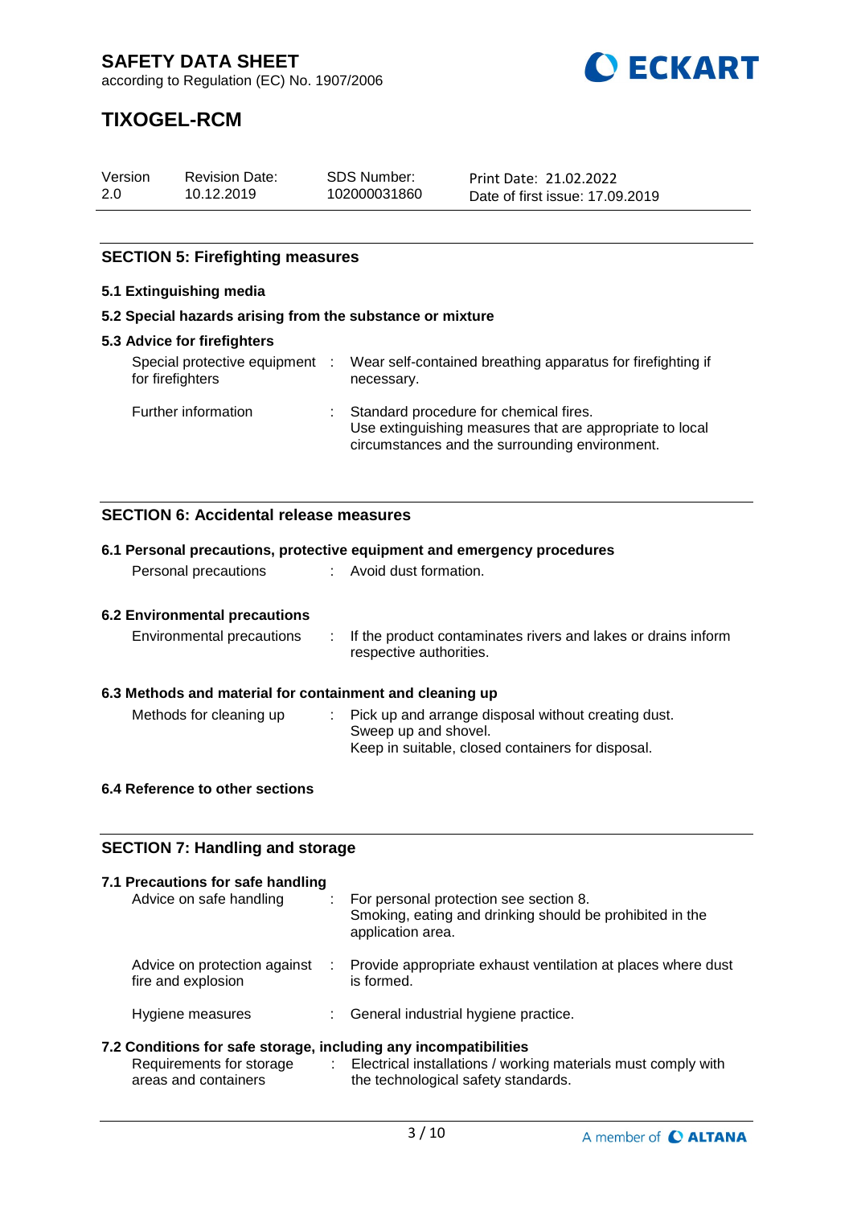## SECTION 5: Firefighting measures

### 5.1 Extinguishing media

### 5.2 Special hazards arising from the substance or mixture

### 5.3 Advice for firefighters

| | | |
|---|---|---|
| Special protective equipment for firefighters | : | Wear self-contained breathing apparatus for firefighting if necessary. |
| Further information | : | Standard procedure for chemical fires.<br>Use extinguishing measures that are appropriate to local circumstances and the surrounding environment. |

## SECTION 6: Accidental release measures

### 6.1 Personal precautions, protective equipment and emergency procedures

| | | |
|---|---|---|
| Personal precautions | : | Avoid dust formation. |

### 6.2 Environmental precautions

| | | |
|---|---|---|
| Environmental precautions | : | If the product contaminates rivers and lakes or drains inform respective authorities. |

### 6.3 Methods and material for containment and cleaning up

| | | |
|---|---|---|
| Methods for cleaning up | : | Pick up and arrange disposal without creating dust.<br>Sweep up and shovel.<br>Keep in suitable, closed containers for disposal. |

### 6.4 Reference to other sections

## SECTION 7: Handling and storage

### 7.1 Precautions for safe handling

| | | |
|---|---|---|
| Advice on safe handling | : | For personal protection see section 8.<br>Smoking, eating and drinking should be prohibited in the application area. |
| Advice on protection against fire and explosion | : | Provide appropriate exhaust ventilation at places where dust is formed. |
| Hygiene measures | : | General industrial hygiene practice. |

### 7.2 Conditions for safe storage, including any incompatibilities

| | | |
|---|---|---|
| Requirements for storage areas and containers | : | Electrical installations / working materials must comply with the technological safety standards. |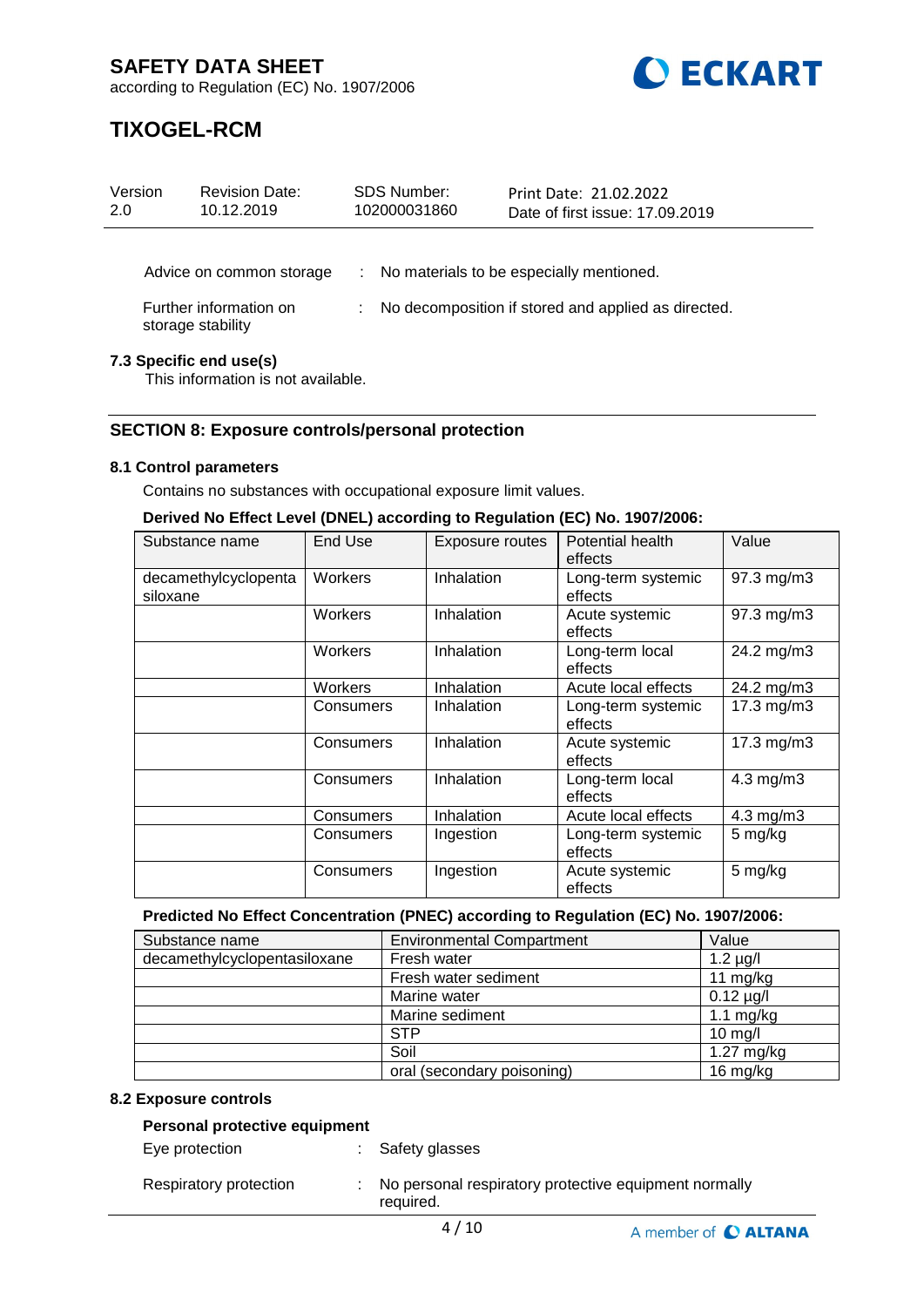| Advice on common storage | : | No materials to be especially mentioned. |
|---|---|---|
| Further information on storage stability | : | No decomposition if stored and applied as directed. |

### 7.3 Specific end use(s)

This information is not available.

## SECTION 8: Exposure controls/personal protection

### 8.1 Control parameters

Contains no substances with occupational exposure limit values.

**Derived No Effect Level (DNEL) according to Regulation (EC) No. 1907/2006:**

| Substance name | End Use | Exposure routes | Potential health effects | Value |
|---|---|---|---|---|
| decamethylcyclopenta siloxane | Workers | Inhalation | Long-term systemic effects | 97.3 mg/m3 |
| | Workers | Inhalation | Acute systemic effects | 97.3 mg/m3 |
| | Workers | Inhalation | Long-term local effects | 24.2 mg/m3 |
| | Workers | Inhalation | Acute local effects | 24.2 mg/m3 |
| | Consumers | Inhalation | Long-term systemic effects | 17.3 mg/m3 |
| | Consumers | Inhalation | Acute systemic effects | 17.3 mg/m3 |
| | Consumers | Inhalation | Long-term local effects | 4.3 mg/m3 |
| | Consumers | Inhalation | Acute local effects | 4.3 mg/m3 |
| | Consumers | Ingestion | Long-term systemic effects | 5 mg/kg |
| | Consumers | Ingestion | Acute systemic effects | 5 mg/kg |

**Predicted No Effect Concentration (PNEC) according to Regulation (EC) No. 1907/2006:**

| Substance name | Environmental Compartment | Value |
|---|---|---|
| decamethylcyclopentasiloxane | Fresh water | 1.2 µg/l |
| | Fresh water sediment | 11 mg/kg |
| | Marine water | 0.12 µg/l |
| | Marine sediment | 1.1 mg/kg |
| | STP | 10 mg/l |
| | Soil | 1.27 mg/kg |
| | oral (secondary poisoning) | 16 mg/kg |

### 8.2 Exposure controls

**Personal protective equipment**

| Eye protection | : | Safety glasses |
|---|---|---|
| Respiratory protection | : | No personal respiratory protective equipment normally required. |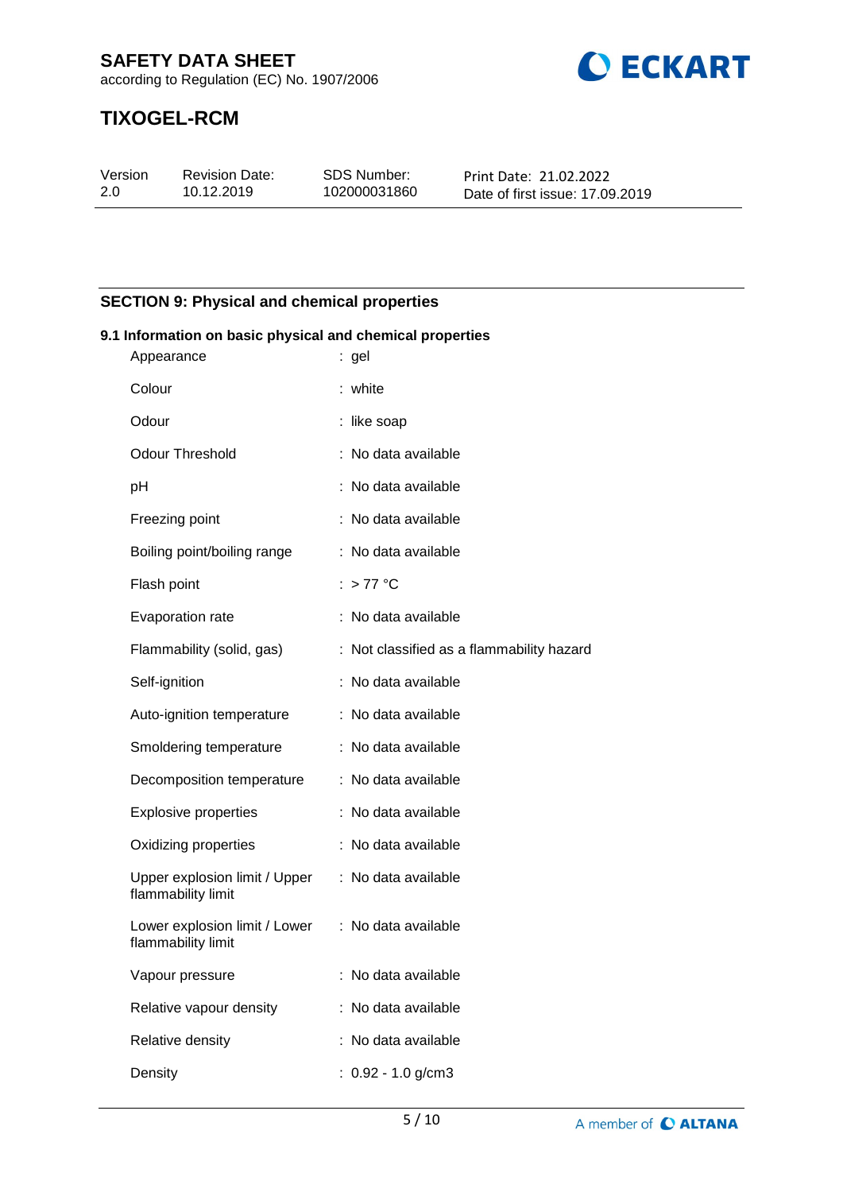## SECTION 9: Physical and chemical properties

### 9.1 Information on basic physical and chemical properties

| Property | Value |
|---|---|
| Appearance | gel |
| Colour | white |
| Odour | like soap |
| Odour Threshold | No data available |
| pH | No data available |
| Freezing point | No data available |
| Boiling point/boiling range | No data available |
| Flash point | > 77 °C |
| Evaporation rate | No data available |
| Flammability (solid, gas) | Not classified as a flammability hazard |
| Self-ignition | No data available |
| Auto-ignition temperature | No data available |
| Smoldering temperature | No data available |
| Decomposition temperature | No data available |
| Explosive properties | No data available |
| Oxidizing properties | No data available |
| Upper explosion limit / Upper flammability limit | No data available |
| Lower explosion limit / Lower flammability limit | No data available |
| Vapour pressure | No data available |
| Relative vapour density | No data available |
| Relative density | No data available |
| Density | 0.92 - 1.0 g/cm3 |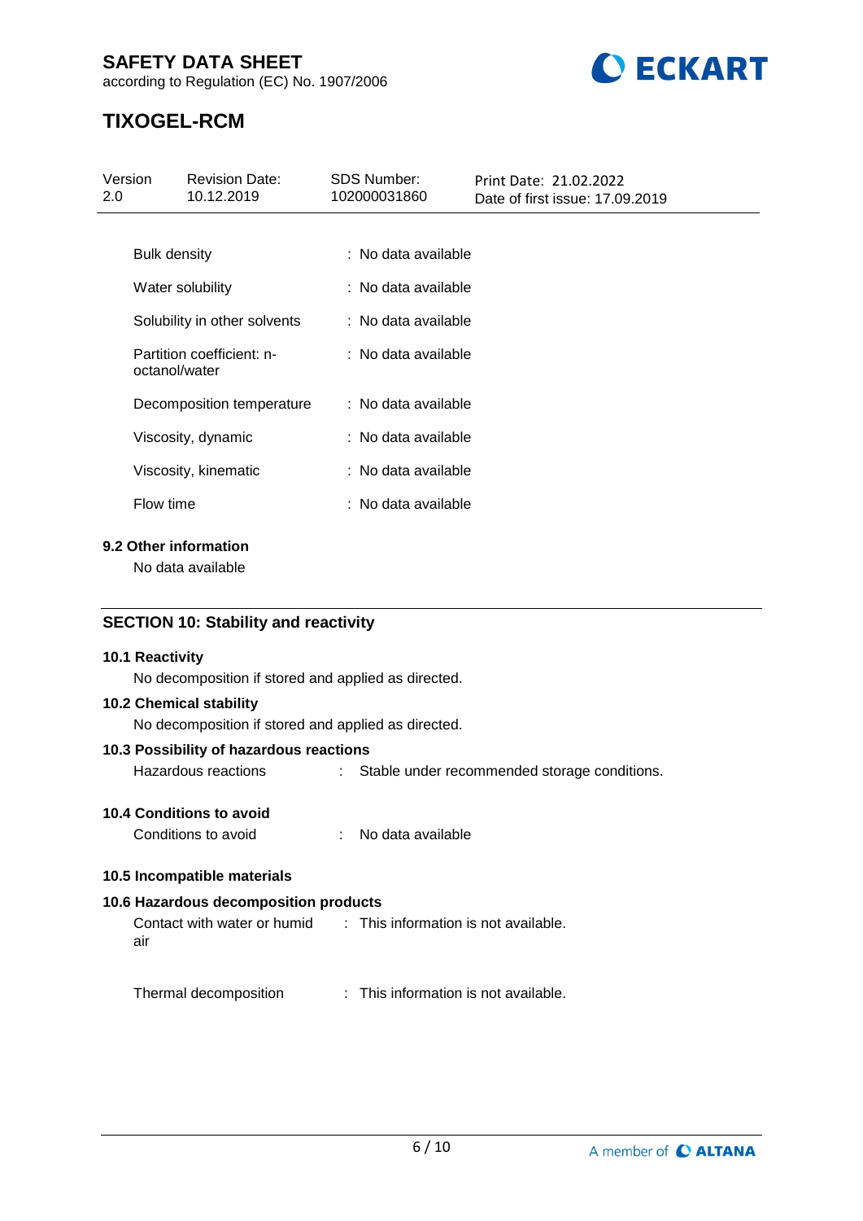| | | |
|---|---|---|
| Bulk density | : | No data available |
| Water solubility | : | No data available |
| Solubility in other solvents | : | No data available |
| Partition coefficient: n-octanol/water | : | No data available |
| Decomposition temperature | : | No data available |
| Viscosity, dynamic | : | No data available |
| Viscosity, kinematic | : | No data available |
| Flow time | : | No data available |

### 9.2 Other information

No data available

## SECTION 10: Stability and reactivity

### 10.1 Reactivity

No decomposition if stored and applied as directed.

### 10.2 Chemical stability

No decomposition if stored and applied as directed.

### 10.3 Possibility of hazardous reactions

Hazardous reactions : Stable under recommended storage conditions.

### 10.4 Conditions to avoid

Conditions to avoid : No data available

### 10.5 Incompatible materials

### 10.6 Hazardous decomposition products

Contact with water or humid air : This information is not available.

Thermal decomposition : This information is not available.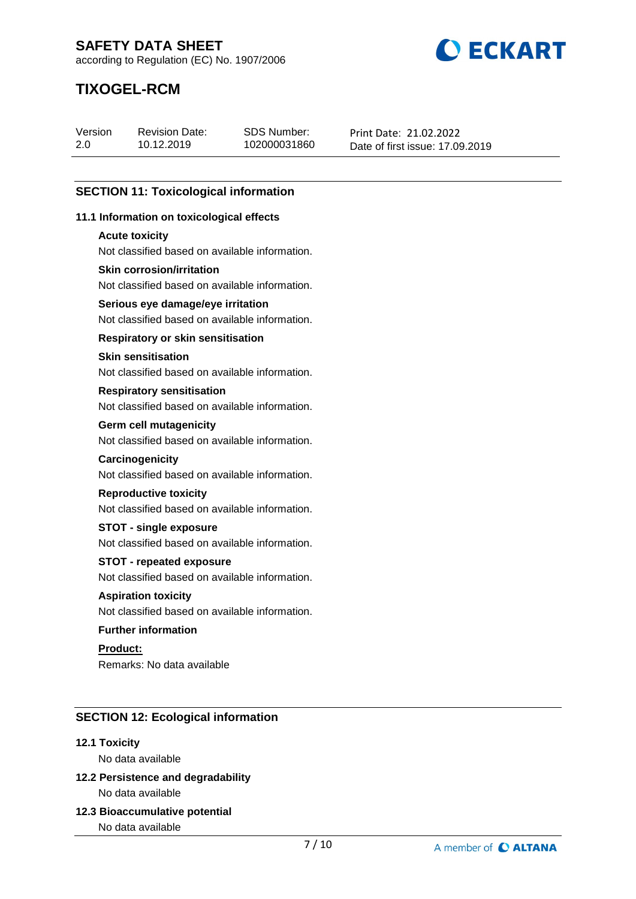## SECTION 11: Toxicological information

### 11.1 Information on toxicological effects

**Acute toxicity**

Not classified based on available information.

**Skin corrosion/irritation**

Not classified based on available information.

**Serious eye damage/eye irritation**

Not classified based on available information.

**Respiratory or skin sensitisation**

**Skin sensitisation**

Not classified based on available information.

**Respiratory sensitisation**

Not classified based on available information.

**Germ cell mutagenicity**

Not classified based on available information.

**Carcinogenicity**

Not classified based on available information.

**Reproductive toxicity**

Not classified based on available information.

**STOT - single exposure**

Not classified based on available information.

**STOT - repeated exposure**

Not classified based on available information.

**Aspiration toxicity**

Not classified based on available information.

**Further information**

**Product:**

Remarks: No data available

## SECTION 12: Ecological information

### 12.1 Toxicity

No data available

### 12.2 Persistence and degradability

No data available

### 12.3 Bioaccumulative potential

No data available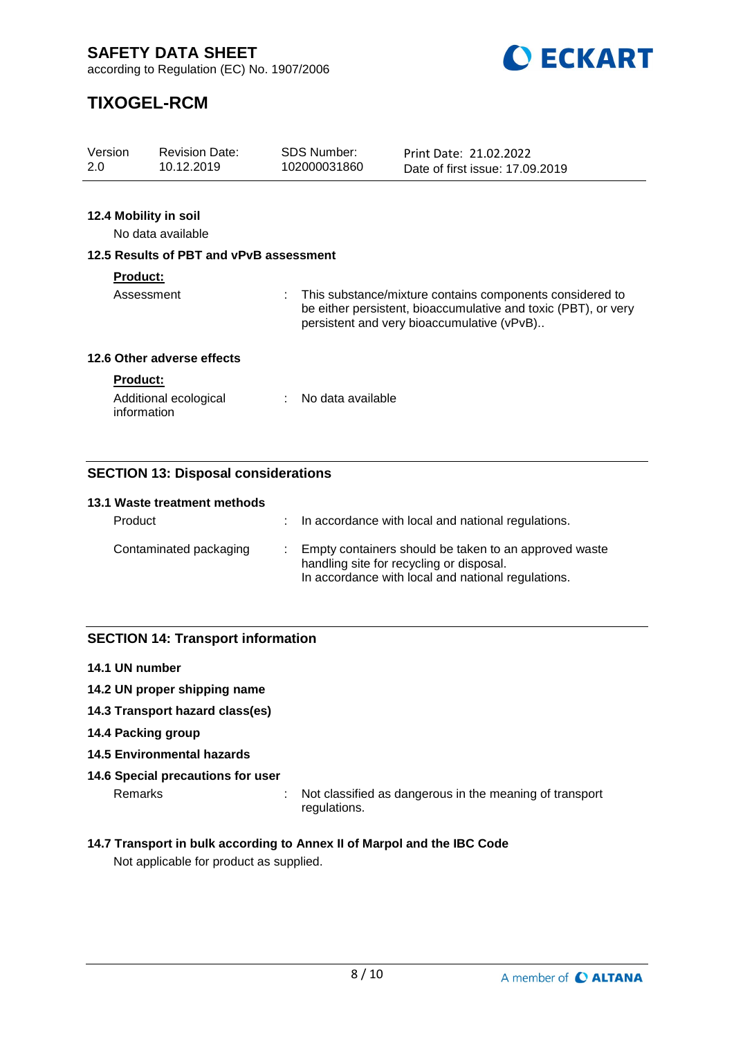#### 12.4 Mobility in soil

No data available

#### 12.5 Results of PBT and vPvB assessment

**Product:**

| | | |
|---|---|---|
| Assessment | : | This substance/mixture contains components considered to be either persistent, bioaccumulative and toxic (PBT), or very persistent and very bioaccumulative (vPvB).. |

#### 12.6 Other adverse effects

**Product:**

| | | |
|---|---|---|
| Additional ecological information | : | No data available |

## SECTION 13: Disposal considerations

#### 13.1 Waste treatment methods

| | | |
|---|---|---|
| Product | : | In accordance with local and national regulations. |
| Contaminated packaging | : | Empty containers should be taken to an approved waste handling site for recycling or disposal.<br>In accordance with local and national regulations. |

## SECTION 14: Transport information

#### 14.1 UN number

#### 14.2 UN proper shipping name

#### 14.3 Transport hazard class(es)

#### 14.4 Packing group

#### 14.5 Environmental hazards

#### 14.6 Special precautions for user

| | | |
|---|---|---|
| Remarks | : | Not classified as dangerous in the meaning of transport regulations. |

#### 14.7 Transport in bulk according to Annex II of Marpol and the IBC Code

Not applicable for product as supplied.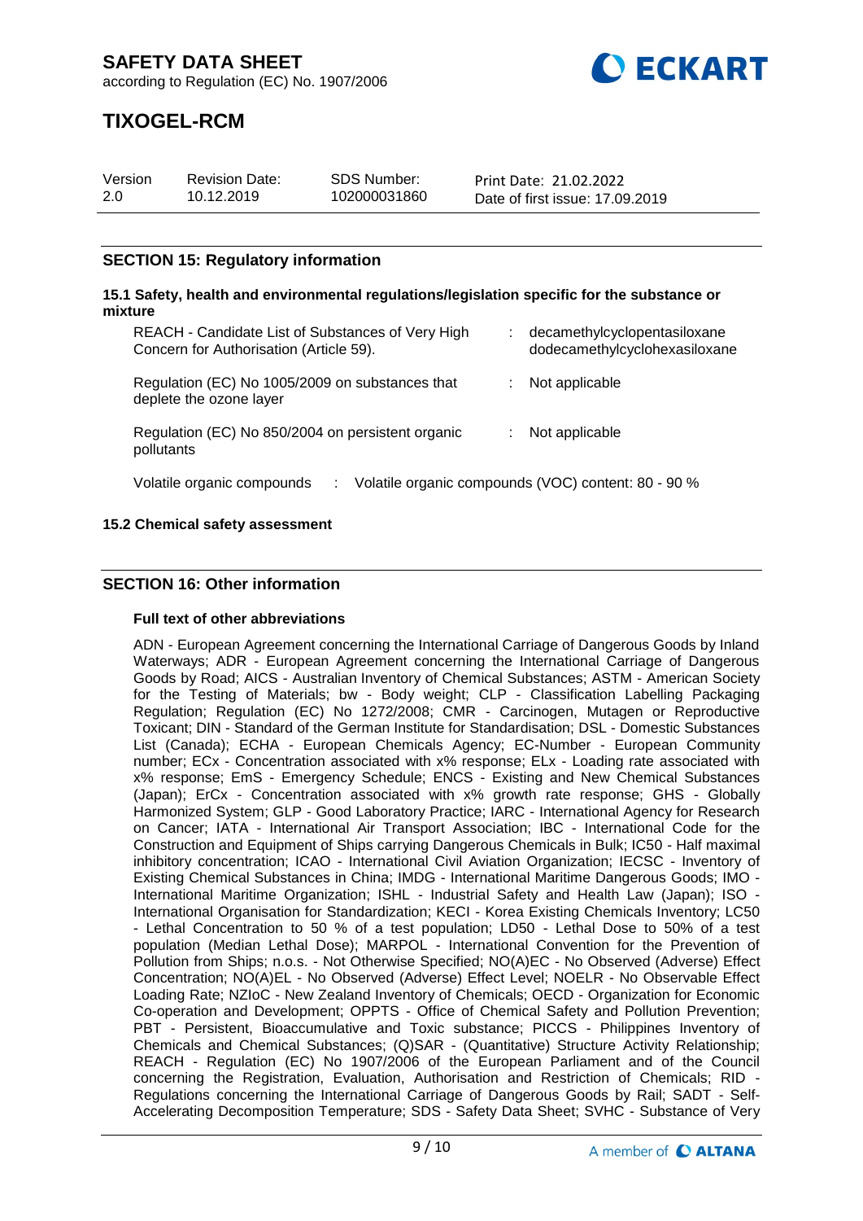## SECTION 15: Regulatory information

### 15.1 Safety, health and environmental regulations/legislation specific for the substance or mixture

| | | |
|---|---|---|
| REACH - Candidate List of Substances of Very High Concern for Authorisation (Article 59). | : | decamethylcyclopentasiloxane<br>dodecamethylcyclohexasiloxane |
| Regulation (EC) No 1005/2009 on substances that deplete the ozone layer | : | Not applicable |
| Regulation (EC) No 850/2004 on persistent organic pollutants | : | Not applicable |

Volatile organic compounds : Volatile organic compounds (VOC) content: 80 - 90 %

### 15.2 Chemical safety assessment

## SECTION 16: Other information

**Full text of other abbreviations**

ADN - European Agreement concerning the International Carriage of Dangerous Goods by Inland Waterways; ADR - European Agreement concerning the International Carriage of Dangerous Goods by Road; AICS - Australian Inventory of Chemical Substances; ASTM - American Society for the Testing of Materials; bw - Body weight; CLP - Classification Labelling Packaging Regulation; Regulation (EC) No 1272/2008; CMR - Carcinogen, Mutagen or Reproductive Toxicant; DIN - Standard of the German Institute for Standardisation; DSL - Domestic Substances List (Canada); ECHA - European Chemicals Agency; EC-Number - European Community number; ECx - Concentration associated with x% response; ELx - Loading rate associated with x% response; EmS - Emergency Schedule; ENCS - Existing and New Chemical Substances (Japan); ErCx - Concentration associated with x% growth rate response; GHS - Globally Harmonized System; GLP - Good Laboratory Practice; IARC - International Agency for Research on Cancer; IATA - International Air Transport Association; IBC - International Code for the Construction and Equipment of Ships carrying Dangerous Chemicals in Bulk; IC50 - Half maximal inhibitory concentration; ICAO - International Civil Aviation Organization; IECSC - Inventory of Existing Chemical Substances in China; IMDG - International Maritime Dangerous Goods; IMO - International Maritime Organization; ISHL - Industrial Safety and Health Law (Japan); ISO - International Organisation for Standardization; KECI - Korea Existing Chemicals Inventory; LC50 - Lethal Concentration to 50 % of a test population; LD50 - Lethal Dose to 50% of a test population (Median Lethal Dose); MARPOL - International Convention for the Prevention of Pollution from Ships; n.o.s. - Not Otherwise Specified; NO(A)EC - No Observed (Adverse) Effect Concentration; NO(A)EL - No Observed (Adverse) Effect Level; NOELR - No Observable Effect Loading Rate; NZIoC - New Zealand Inventory of Chemicals; OECD - Organization for Economic Co-operation and Development; OPPTS - Office of Chemical Safety and Pollution Prevention; PBT - Persistent, Bioaccumulative and Toxic substance; PICCS - Philippines Inventory of Chemicals and Chemical Substances; (Q)SAR - (Quantitative) Structure Activity Relationship; REACH - Regulation (EC) No 1907/2006 of the European Parliament and of the Council concerning the Registration, Evaluation, Authorisation and Restriction of Chemicals; RID - Regulations concerning the International Carriage of Dangerous Goods by Rail; SADT - Self-Accelerating Decomposition Temperature; SDS - Safety Data Sheet; SVHC - Substance of Very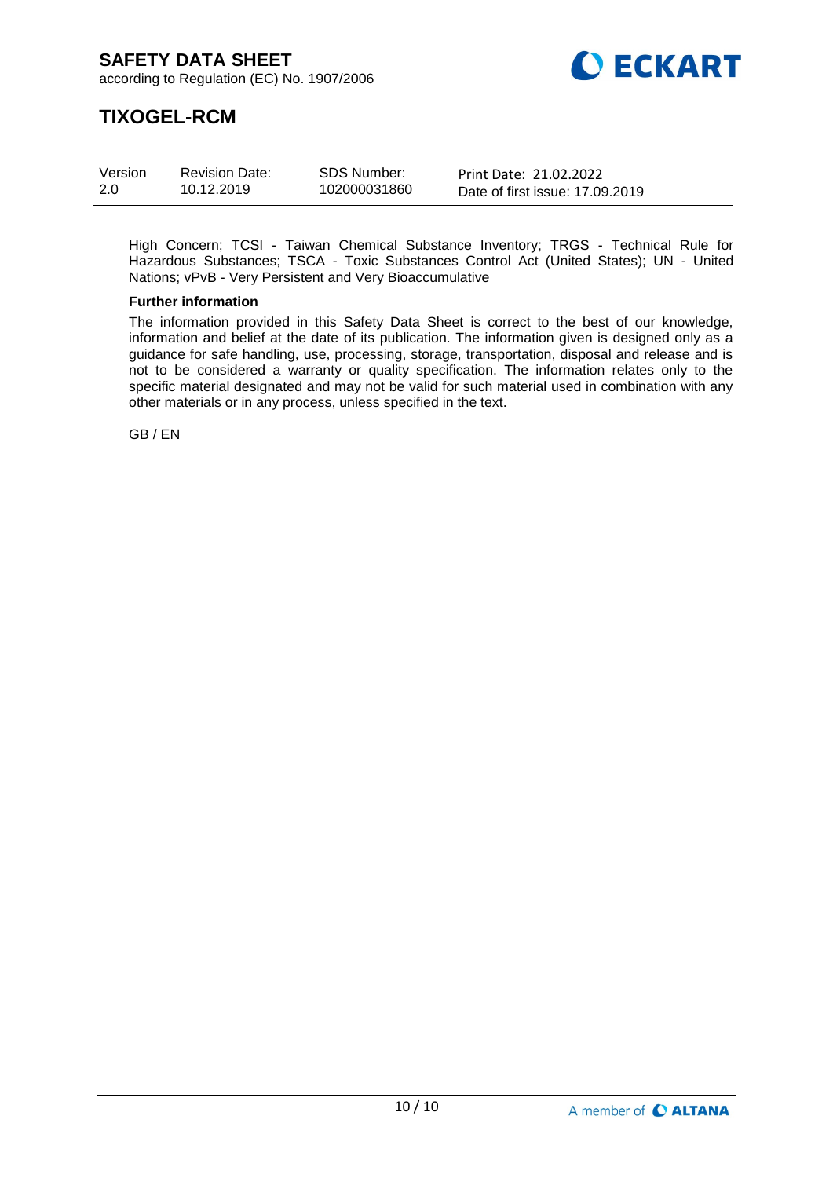High Concern; TCSI - Taiwan Chemical Substance Inventory; TRGS - Technical Rule for Hazardous Substances; TSCA - Toxic Substances Control Act (United States); UN - United Nations; vPvB - Very Persistent and Very Bioaccumulative

**Further information**

The information provided in this Safety Data Sheet is correct to the best of our knowledge, information and belief at the date of its publication. The information given is designed only as a guidance for safe handling, use, processing, storage, transportation, disposal and release and is not to be considered a warranty or quality specification. The information relates only to the specific material designated and may not be valid for such material used in combination with any other materials or in any process, unless specified in the text.

GB / EN